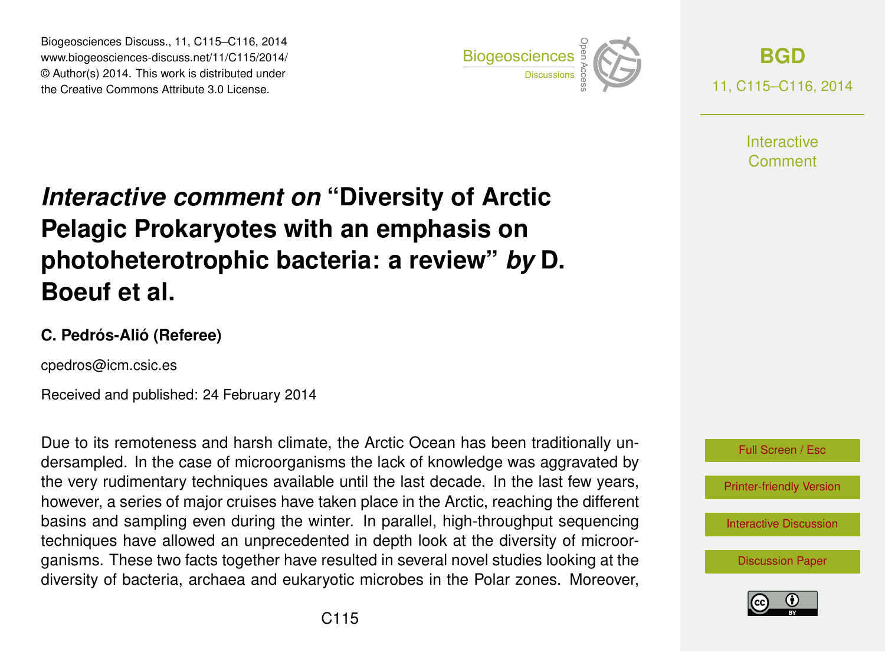# *Interactive comment on* "Diversity of Arctic Pelagic Prokaryotes with an emphasis on photoheterotrophic bacteria: a review" *by* D. Boeuf et al.

**C. Pedrós-Alió (Referee)**

cpedros@icm.csic.es

Received and published: 24 February 2014

Due to its remoteness and harsh climate, the Arctic Ocean has been traditionally undersampled. In the case of microorganisms the lack of knowledge was aggravated by the very rudimentary techniques available until the last decade. In the last few years, however, a series of major cruises have taken place in the Arctic, reaching the different basins and sampling even during the winter. In parallel, high-throughput sequencing techniques have allowed an unprecedented in depth look at the diversity of microorganisms. These two facts together have resulted in several novel studies looking at the diversity of bacteria, archaea and eukaryotic microbes in the Polar zones. Moreover,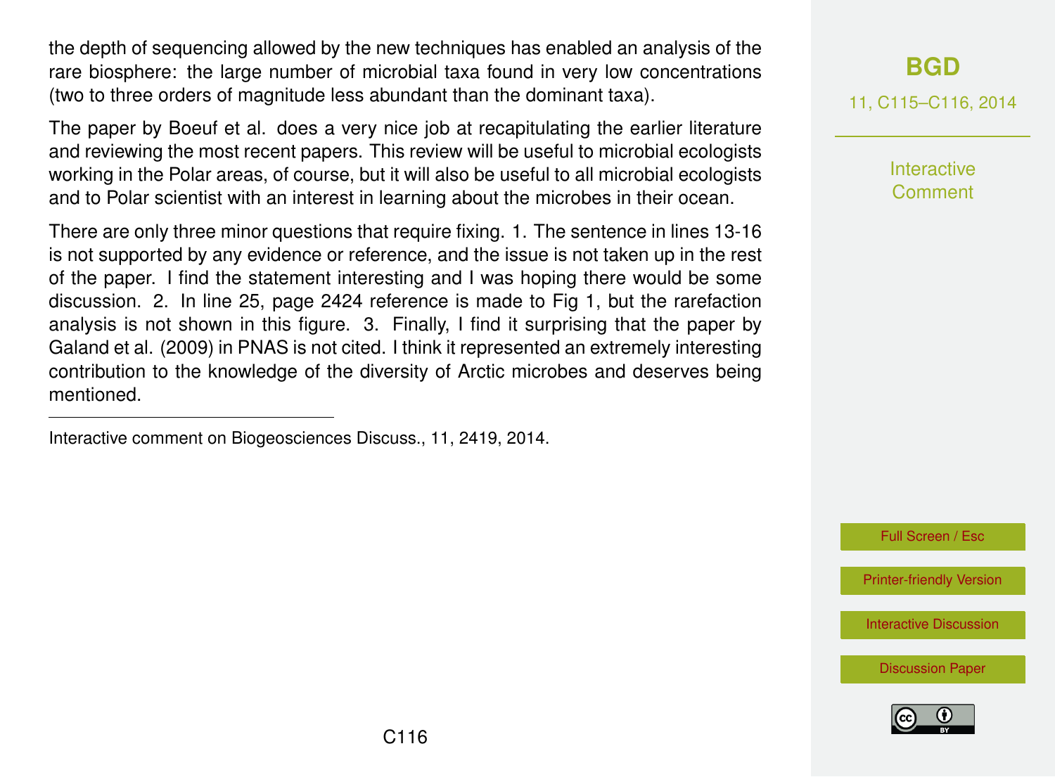the depth of sequencing allowed by the new techniques has enabled an analysis of the rare biosphere: the large number of microbial taxa found in very low concentrations (two to three orders of magnitude less abundant than the dominant taxa).

The paper by Boeuf et al. does a very nice job at recapitulating the earlier literature and reviewing the most recent papers. This review will be useful to microbial ecologists working in the Polar areas, of course, but it will also be useful to all microbial ecologists and to Polar scientist with an interest in learning about the microbes in their ocean.

There are only three minor questions that require fixing. 1. The sentence in lines 13-16 is not supported by any evidence or reference, and the issue is not taken up in the rest of the paper. I find the statement interesting and I was hoping there would be some discussion. 2. In line 25, page 2424 reference is made to Fig 1, but the rarefaction analysis is not shown in this figure. 3. Finally, I find it surprising that the paper by Galand et al. (2009) in PNAS is not cited. I think it represented an extremely interesting contribution to the knowledge of the diversity of Arctic microbes and deserves being mentioned.

---

Interactive comment on Biogeosciences Discuss., 11, 2419, 2014.